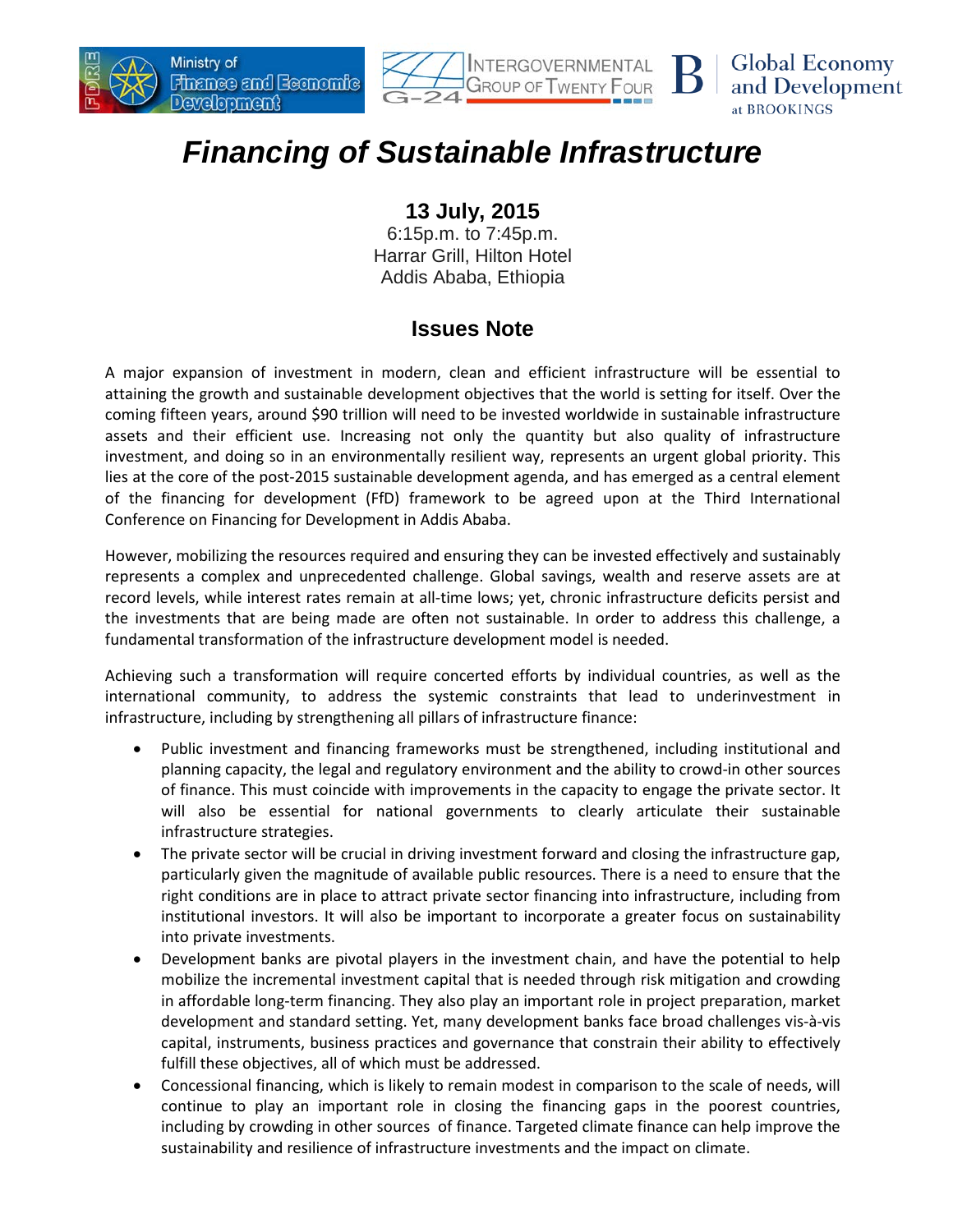# Financing of Sustainable Infrastructure

**13 July, 2015**

6:15p.m. to 7:45p.m.
Harrar Grill, Hilton Hotel
Addis Ababa, Ethiopia

## Issues Note

A major expansion of investment in modern, clean and efficient infrastructure will be essential to attaining the growth and sustainable development objectives that the world is setting for itself. Over the coming fifteen years, around $90 trillion will need to be invested worldwide in sustainable infrastructure assets and their efficient use. Increasing not only the quantity but also quality of infrastructure investment, and doing so in an environmentally resilient way, represents an urgent global priority. This lies at the core of the post-2015 sustainable development agenda, and has emerged as a central element of the financing for development (FfD) framework to be agreed upon at the Third International Conference on Financing for Development in Addis Ababa.

However, mobilizing the resources required and ensuring they can be invested effectively and sustainably represents a complex and unprecedented challenge. Global savings, wealth and reserve assets are at record levels, while interest rates remain at all-time lows; yet, chronic infrastructure deficits persist and the investments that are being made are often not sustainable. In order to address this challenge, a fundamental transformation of the infrastructure development model is needed.

Achieving such a transformation will require concerted efforts by individual countries, as well as the international community, to address the systemic constraints that lead to underinvestment in infrastructure, including by strengthening all pillars of infrastructure finance:

- Public investment and financing frameworks must be strengthened, including institutional and planning capacity, the legal and regulatory environment and the ability to crowd-in other sources of finance. This must coincide with improvements in the capacity to engage the private sector. It will also be essential for national governments to clearly articulate their sustainable infrastructure strategies.
- The private sector will be crucial in driving investment forward and closing the infrastructure gap, particularly given the magnitude of available public resources. There is a need to ensure that the right conditions are in place to attract private sector financing into infrastructure, including from institutional investors. It will also be important to incorporate a greater focus on sustainability into private investments.
- Development banks are pivotal players in the investment chain, and have the potential to help mobilize the incremental investment capital that is needed through risk mitigation and crowding in affordable long-term financing. They also play an important role in project preparation, market development and standard setting. Yet, many development banks face broad challenges vis-à-vis capital, instruments, business practices and governance that constrain their ability to effectively fulfill these objectives, all of which must be addressed.
- Concessional financing, which is likely to remain modest in comparison to the scale of needs, will continue to play an important role in closing the financing gaps in the poorest countries, including by crowding in other sources of finance. Targeted climate finance can help improve the sustainability and resilience of infrastructure investments and the impact on climate.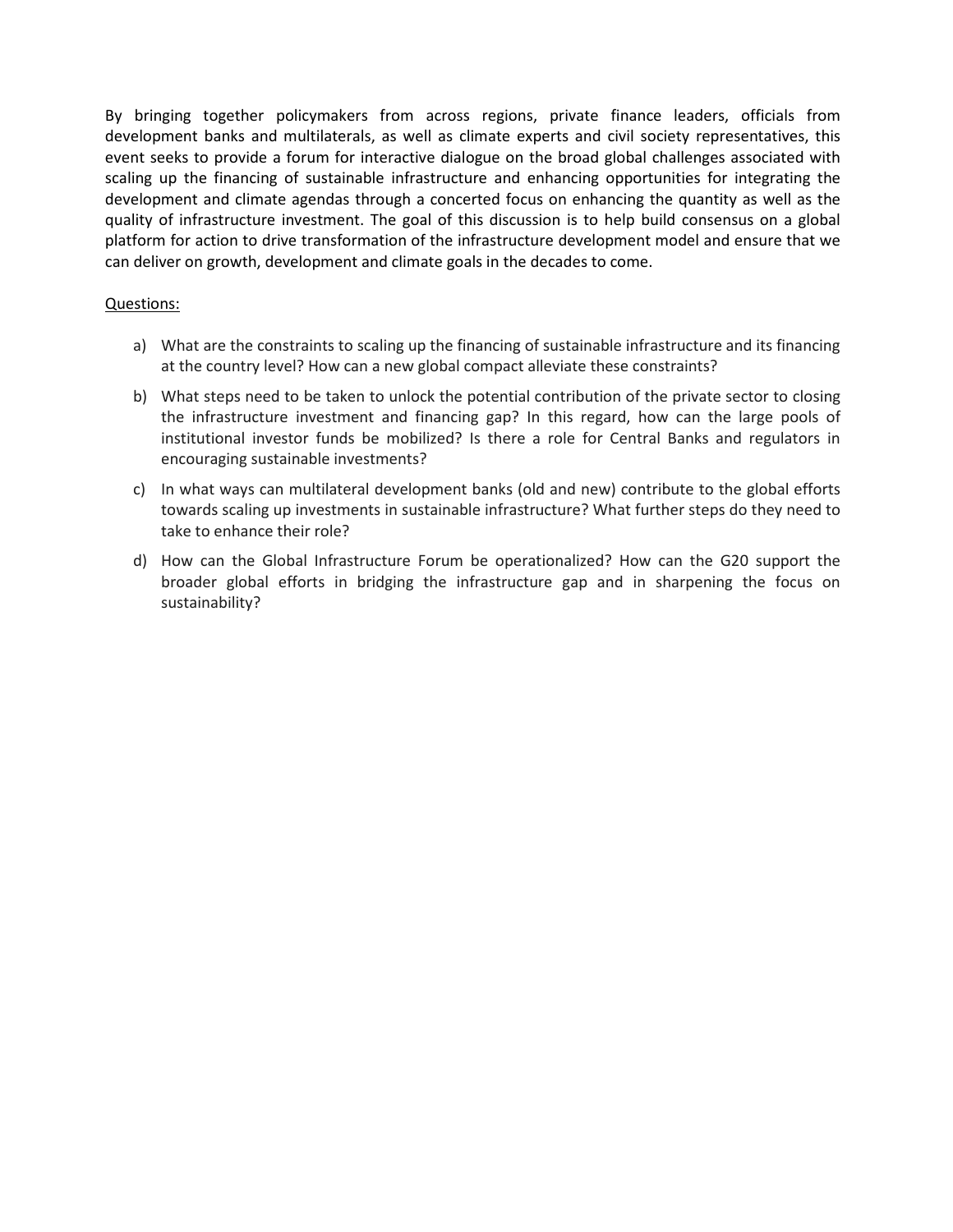By bringing together policymakers from across regions, private finance leaders, officials from development banks and multilaterals, as well as climate experts and civil society representatives, this event seeks to provide a forum for interactive dialogue on the broad global challenges associated with scaling up the financing of sustainable infrastructure and enhancing opportunities for integrating the development and climate agendas through a concerted focus on enhancing the quantity as well as the quality of infrastructure investment. The goal of this discussion is to help build consensus on a global platform for action to drive transformation of the infrastructure development model and ensure that we can deliver on growth, development and climate goals in the decades to come.

<u>Questions:</u>

a) What are the constraints to scaling up the financing of sustainable infrastructure and its financing at the country level? How can a new global compact alleviate these constraints?

b) What steps need to be taken to unlock the potential contribution of the private sector to closing the infrastructure investment and financing gap? In this regard, how can the large pools of institutional investor funds be mobilized? Is there a role for Central Banks and regulators in encouraging sustainable investments?

c) In what ways can multilateral development banks (old and new) contribute to the global efforts towards scaling up investments in sustainable infrastructure? What further steps do they need to take to enhance their role?

d) How can the Global Infrastructure Forum be operationalized? How can the G20 support the broader global efforts in bridging the infrastructure gap and in sharpening the focus on sustainability?